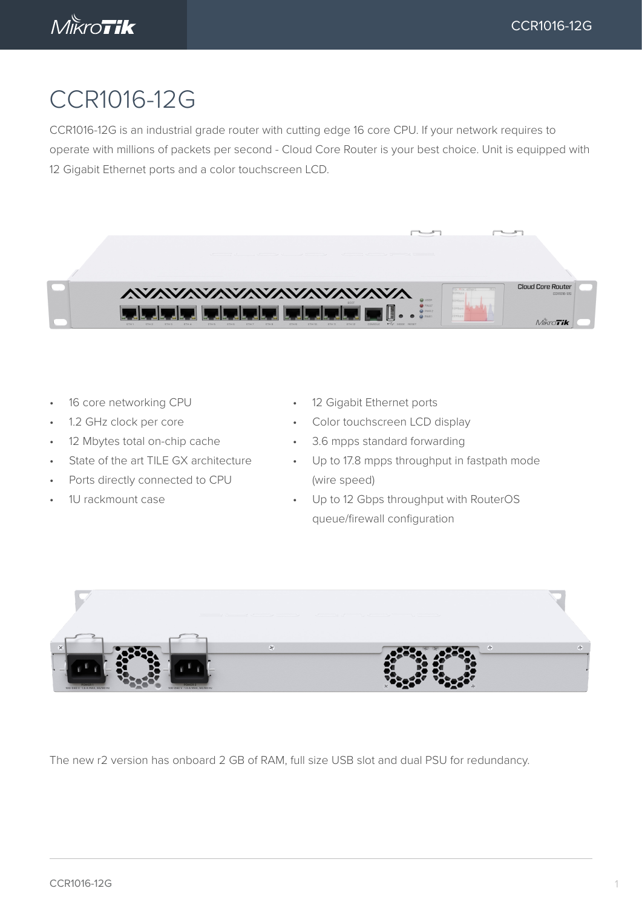# CCR1016-12G

CCR1016-12G is an industrial grade router with cutting edge 16 core CPU. If your network requires to operate with millions of packets per second - Cloud Core Router is your best choice. Unit is equipped with 12 Gigabit Ethernet ports and a color touchscreen LCD.

- 16 core networking CPU
- 1.2 GHz clock per core
- 12 Mbytes total on-chip cache
- State of the art TILE GX architecture
- Ports directly connected to CPU
- 1U rackmount case
- 12 Gigabit Ethernet ports
- Color touchscreen LCD display
- 3.6 mpps standard forwarding
- Up to 17.8 mpps throughput in fastpath mode (wire speed)
- Up to 12 Gbps throughput with RouterOS queue/firewall configuration

The new r2 version has onboard 2 GB of RAM, full size USB slot and dual PSU for redundancy.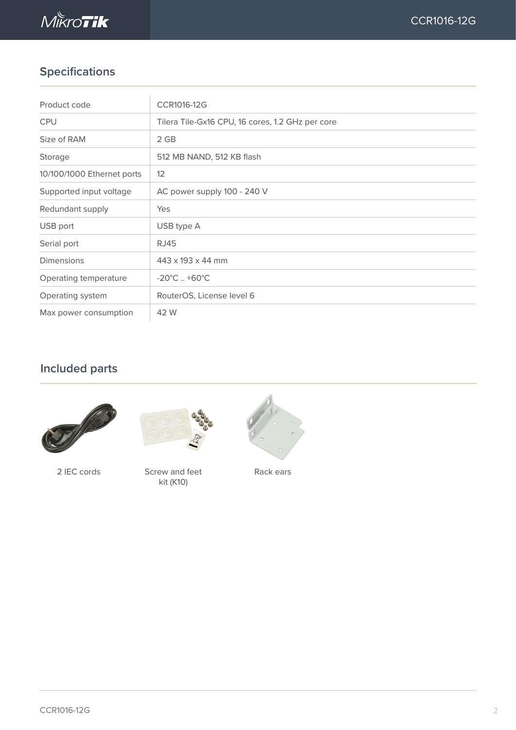## Specifications

| | |
|---|---|
| Product code | CCR1016-12G |
| CPU | Tilera Tile-Gx16 CPU, 16 cores, 1.2 GHz per core |
| Size of RAM | 2 GB |
| Storage | 512 MB NAND, 512 KB flash |
| 10/100/1000 Ethernet ports | 12 |
| Supported input voltage | AC power supply 100 - 240 V |
| Redundant supply | Yes |
| USB port | USB type A |
| Serial port | RJ45 |
| Dimensions | 443 x 193 x 44 mm |
| Operating temperature | -20°C .. +60°C |
| Operating system | RouterOS, License level 6 |
| Max power consumption | 42 W |

## Included parts

2 IEC cords

Screw and feet kit (K10)

Rack ears